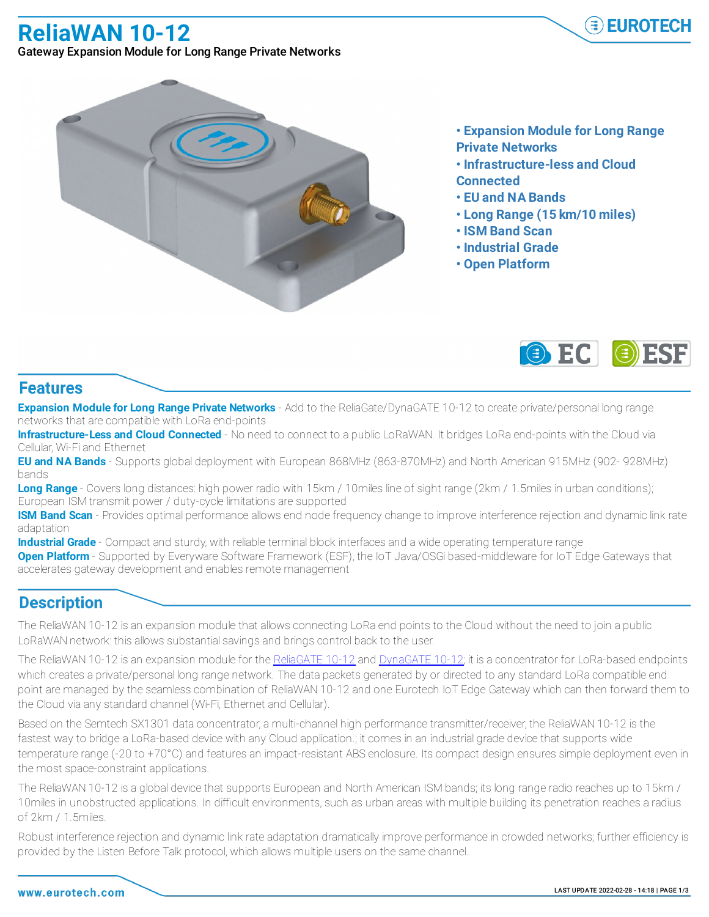# ReliaWAN 10-12

Gateway Expansion Module for Long Range Private Networks

- **Expansion Module for Long Range Private Networks**
- **Infrastructure-less and Cloud Connected**
- **EU and NA Bands**
- **Long Range (15 km/10 miles)**
- **ISM Band Scan**
- **Industrial Grade**
- **Open Platform**

## Features

**Expansion Module for Long Range Private Networks** - Add to the ReliaGate/DynaGATE 10-12 to create private/personal long range networks that are compatible with LoRa end-points

**Infrastructure-Less and Cloud Connected** - No need to connect to a public LoRaWAN. It bridges LoRa end-points with the Cloud via Cellular, Wi-Fi and Ethernet

**EU and NA Bands** - Supports global deployment with European 868MHz (863-870MHz) and North American 915MHz (902- 928MHz) bands

**Long Range** - Covers long distances: high power radio with 15km / 10miles line of sight range (2km / 1.5miles in urban conditions); European ISM transmit power / duty-cycle limitations are supported

**ISM Band Scan** - Provides optimal performance allows end node frequency change to improve interference rejection and dynamic link rate adaptation

**Industrial Grade** - Compact and sturdy, with reliable terminal block interfaces and a wide operating temperature range

**Open Platform** - Supported by Everyware Software Framework (ESF), the IoT Java/OSGi based-middleware for IoT Edge Gateways that accelerates gateway development and enables remote management

## Description

The ReliaWAN 10-12 is an expansion module that allows connecting LoRa end points to the Cloud without the need to join a public LoRaWAN network: this allows substantial savings and brings control back to the user.

The ReliaWAN 10-12 is an expansion module for the ReliaGATE 10-12 and DynaGATE 10-12; it is a concentrator for LoRa-based endpoints which creates a private/personal long range network. The data packets generated by or directed to any standard LoRa compatible end point are managed by the seamless combination of ReliaWAN 10-12 and one Eurotech IoT Edge Gateway which can then forward them to the Cloud via any standard channel (Wi-Fi, Ethernet and Cellular).

Based on the Semtech SX1301 data concentrator, a multi-channel high performance transmitter/receiver, the ReliaWAN 10-12 is the fastest way to bridge a LoRa-based device with any Cloud application.; it comes in an industrial grade device that supports wide temperature range (-20 to +70°C) and features an impact-resistant ABS enclosure. Its compact design ensures simple deployment even in the most space-constraint applications.

The ReliaWAN 10-12 is a global device that supports European and North American ISM bands; its long range radio reaches up to 15km / 10miles in unobstructed applications. In difficult environments, such as urban areas with multiple building its penetration reaches a radius of 2km / 1.5miles.

Robust interference rejection and dynamic link rate adaptation dramatically improve performance in crowded networks; further efficiency is provided by the Listen Before Talk protocol, which allows multiple users on the same channel.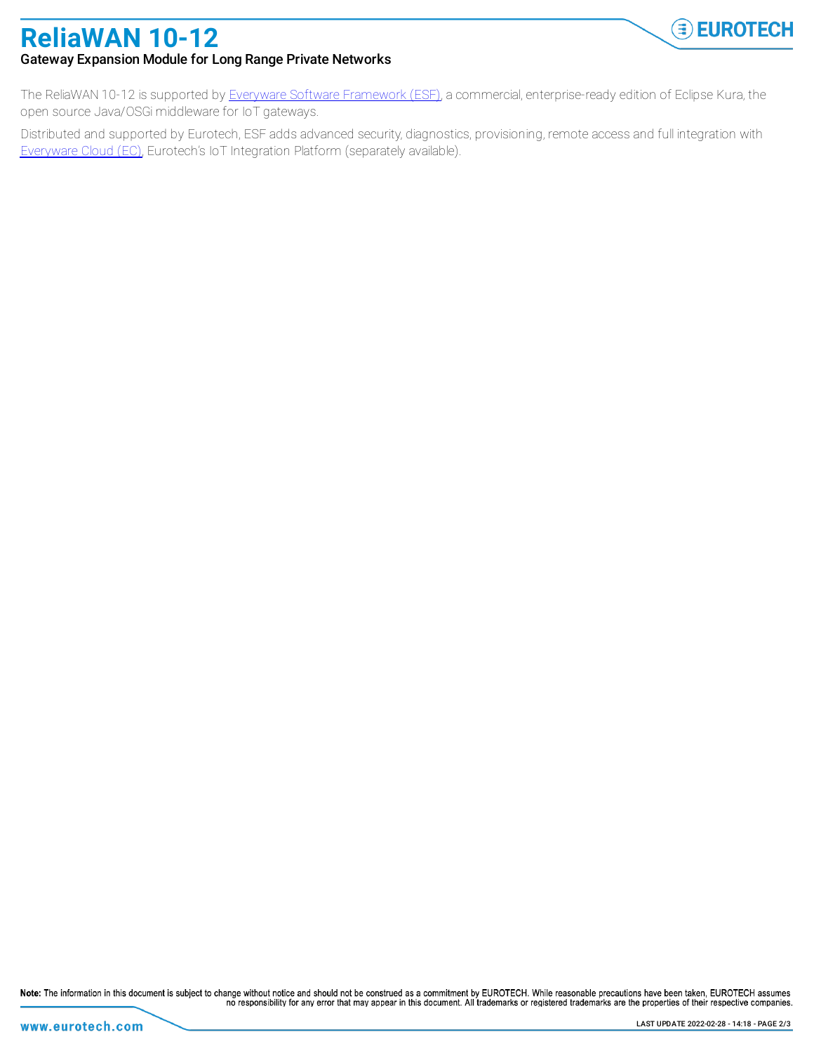The ReliaWAN 10-12 is supported by [Everyware Software Framework (ESF)](), a commercial, enterprise-ready edition of Eclipse Kura, the open source Java/OSGi middleware for IoT gateways.

Distributed and supported by Eurotech, ESF adds advanced security, diagnostics, provisioning, remote access and full integration with [Everyware Cloud (EC)](), Eurotech's IoT Integration Platform (separately available).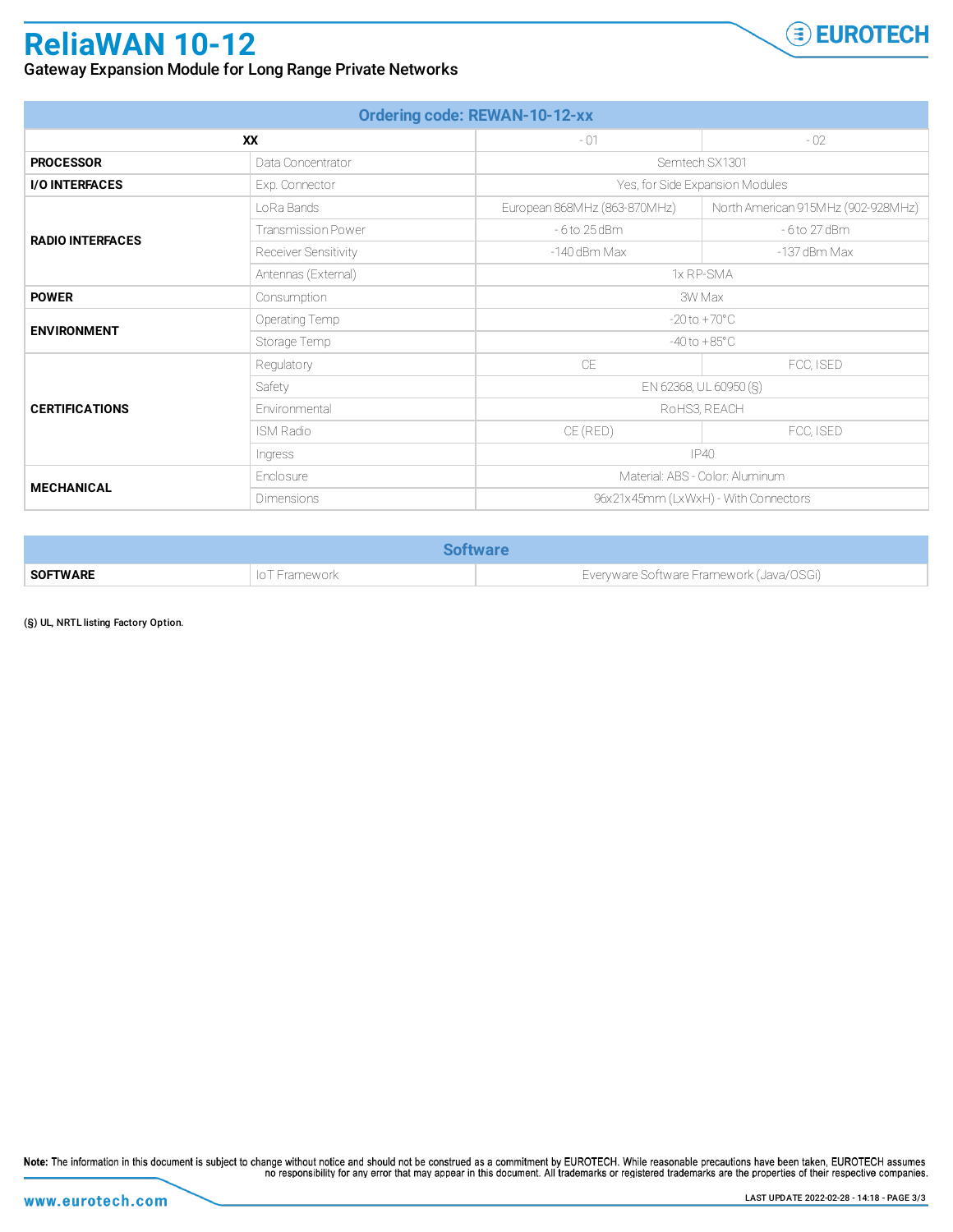# ReliaWAN 10-12

Gateway Expansion Module for Long Range Private Networks

| Ordering code: REWAN-10-12-xx | | | |
|---|---|---|---|
| **XX** | | - 01 | - 02 |
| **PROCESSOR** | Data Concentrator | Semtech SX1301 | |
| **I/O INTERFACES** | Exp. Connector | Yes, for Side Expansion Modules | |
| **RADIO INTERFACES** | LoRa Bands | European 868MHz (863-870MHz) | North American 915MHz (902-928MHz) |
| | Transmission Power | - 6 to 25 dBm | - 6 to 27 dBm |
| | Receiver Sensitivity | -140 dBm Max | -137 dBm Max |
| | Antennas (External) | 1x RP-SMA | |
| **POWER** | Consumption | 3W Max | |
| **ENVIRONMENT** | Operating Temp | -20 to +70°C | |
| | Storage Temp | -40 to +85°C | |
| **CERTIFICATIONS** | Regulatory | CE | FCC, ISED |
| | Safety | EN 62368, UL 60950 (§) | |
| | Environmental | RoHS3, REACH | |
| | ISM Radio | CE (RED) | FCC, ISED |
| | Ingress | IP40 | |
| **MECHANICAL** | Enclosure | Material: ABS - Color: Aluminum | |
| | Dimensions | 96x21x45mm (LxWxH) - With Connectors | |

| Software | | |
|---|---|---|
| **SOFTWARE** | IoT Framework | Everyware Software Framework (Java/OSGi) |

(§) UL, NRTL listing Factory Option.

**Note:** The information in this document is subject to change without notice and should not be construed as a commitment by EUROTECH. While reasonable precautions have been taken, EUROTECH assumes no responsibility for any error that may appear in this document. All trademarks or registered trademarks are the properties of their respective companies.

www.eurotech.com

LAST UPDATE 2022-02-28 - 14:18